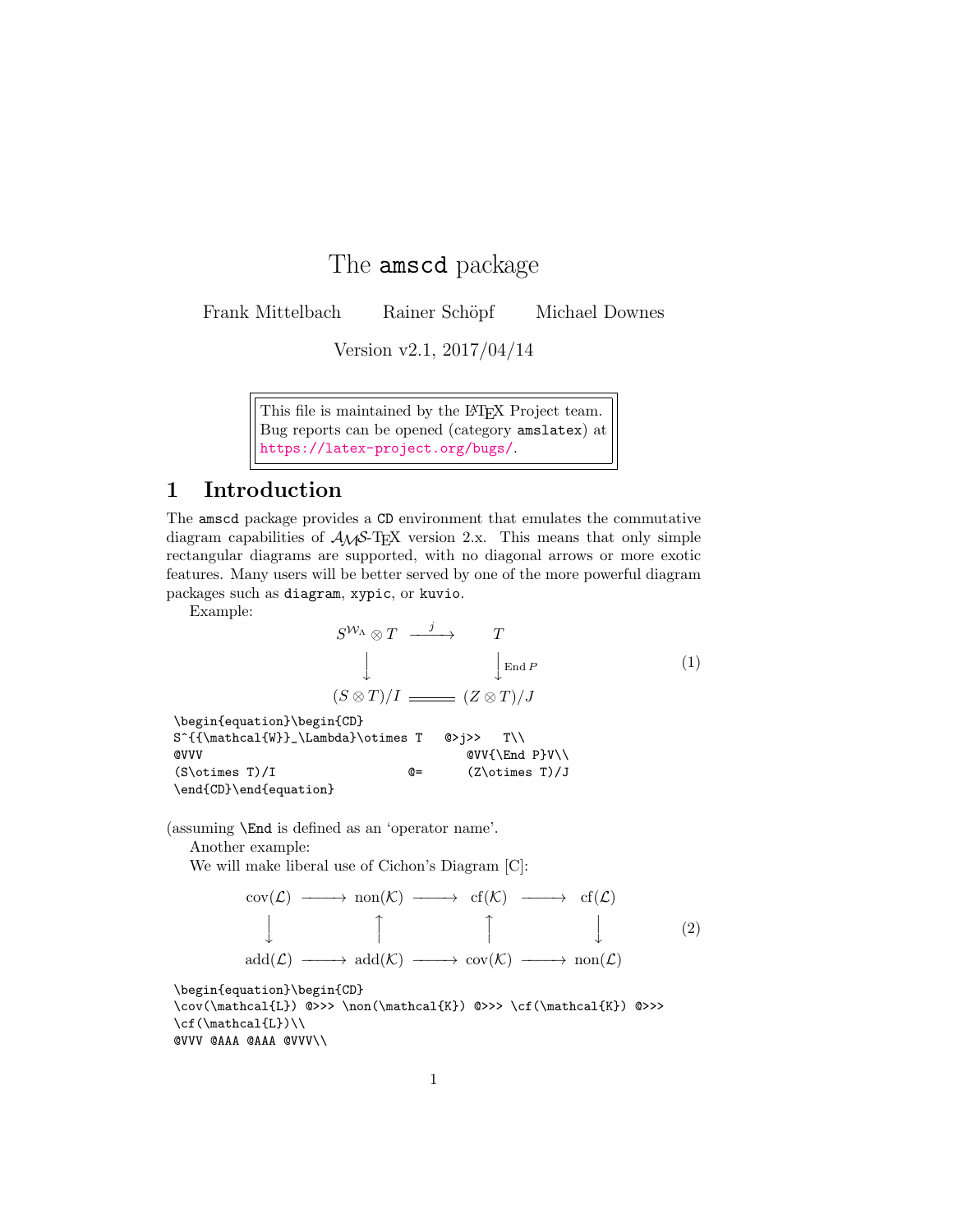# The `amscd` package

Frank Mittelbach  Rainer Schöpf  Michael Downes

Version v2.1, 2017/04/14

> This file is maintained by the LaTeX Project team. Bug reports can be opened (category `amslatex`) at https://latex-project.org/bugs/.

## 1 Introduction

The `amscd` package provides a `CD` environment that emulates the commutative diagram capabilities of $\mathcal{A}\mathcal{M}\mathcal{S}$-TeX version 2.x. This means that only simple rectangular diagrams are supported, with no diagonal arrows or more exotic features. Many users will be better served by one of the more powerful diagram packages such as `diagram`, `xypic`, or `kuvio`.

Example:

$$\begin{CD}
S^{{\mathcal{W}}_\Lambda}\otimes T @>j>> T\\
@VVV @VV{\operatorname{End} P}V\\
(S\otimes T)/I @= (Z\otimes T)/J
\end{CD} \tag{1}$$

```
\begin{equation}\begin{CD}
S^{{\mathcal{W}}_\Lambda}\otimes T   @>j>>   T\\
@VVV                                   @VV{\End P}V\\
(S\otimes T)/I                  @=      (Z\otimes T)/J
\end{CD}\end{equation}
```

(assuming `\End` is defined as an 'operator name'.

Another example:

We will make liberal use of Cichon's Diagram [C]:

$$\begin{CD}
\operatorname{cov}(\mathcal{L}) @>>> \operatorname{non}(\mathcal{K}) @>>> \operatorname{cf}(\mathcal{K}) @>>> \operatorname{cf}(\mathcal{L})\\
@VVV @AAA @AAA @VVV\\
\operatorname{add}(\mathcal{L}) @>>> \operatorname{add}(\mathcal{K}) @>>> \operatorname{cov}(\mathcal{K}) @>>> \operatorname{non}(\mathcal{L})
\end{CD} \tag{2}$$

```
\begin{equation}\begin{CD}
\cov(\mathcal{L}) @>>> \non(\mathcal{K}) @>>> \cf(\mathcal{K}) @>>>
\cf(\mathcal{L})\\
@VVV @AAA @AAA @VVV\\
```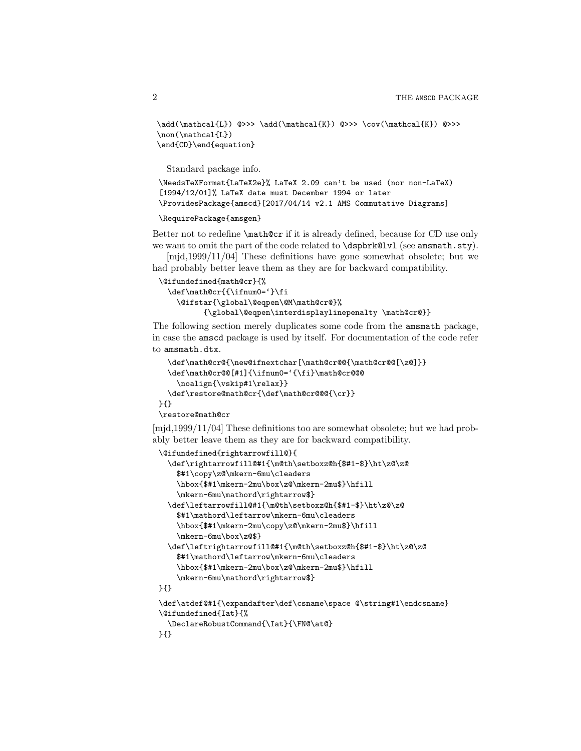```
\add(\mathcal{L}) @>>> \add(\mathcal{K}) @>>> \cov(\mathcal{K}) @>>>
\non(\mathcal{L})
\end{CD}\end{equation}
```

Standard package info.

```
\NeedsTeXFormat{LaTeX2e}% LaTeX 2.09 can't be used (nor non-LaTeX)
[1994/12/01]% LaTeX date must December 1994 or later
\ProvidesPackage{amscd}[2017/04/14 v2.1 AMS Commutative Diagrams]
```

```
\RequirePackage{amsgen}
```

Better not to redefine `\math@cr` if it is already defined, because for CD use only we want to omit the part of the code related to `\dspbrk@lvl` (see `amsmath.sty`).

[mjd,1999/11/04] These definitions have gone somewhat obsolete; but we had probably better leave them as they are for backward compatibility.

```
\@ifundefined{math@cr}{%
  \def\math@cr{{\ifnum0=`}\fi
    \@ifstar{\global\@eqpen\@M\math@cr@}%
          {\global\@eqpen\interdisplaylinepenalty \math@cr@}}
```

The following section merely duplicates some code from the `amsmath` package, in case the `amscd` package is used by itself. For documentation of the code refer to `amsmath.dtx`.

```
  \def\math@cr@{\new@ifnextchar[\math@cr@@{\math@cr@@[\z@]}}
  \def\math@cr@@[#1]{\ifnum0=`{\fi}\math@cr@@@
    \noalign{\vskip#1\relax}}
  \def\restore@math@cr{\def\math@cr@@@{\cr}}
}{}
\restore@math@cr
```

[mjd,1999/11/04] These definitions too are somewhat obsolete; but we had probably better leave them as they are for backward compatibility.

```
\@ifundefined{rightarrowfill@}{
  \def\rightarrowfill@#1{\m@th\setboxz@h{$#1-$}\ht\z@\z@
    $#1\copy\z@\mkern-6mu\cleaders
    \hbox{$#1\mkern-2mu\box\z@\mkern-2mu$}\hfill
    \mkern-6mu\mathord\rightarrow$}
  \def\leftarrowfill@#1{\m@th\setboxz@h{$#1-$}\ht\z@\z@
    $#1\mathord\leftarrow\mkern-6mu\cleaders
    \hbox{$#1\mkern-2mu\copy\z@\mkern-2mu$}\hfill
    \mkern-6mu\box\z@$}
  \def\leftrightarrowfill@#1{\m@th\setboxz@h{$#1-$}\ht\z@\z@
    $#1\mathord\leftarrow\mkern-6mu\cleaders
    \hbox{$#1\mkern-2mu\box\z@\mkern-2mu$}\hfill
    \mkern-6mu\mathord\rightarrow$}
}{}
```

```
\def\atdef@#1{\expandafter\def\csname\space @\string#1\endcsname}
\@ifundefined{Iat}{%
  \DeclareRobustCommand{\Iat}{\FN@\at@}
}{}
```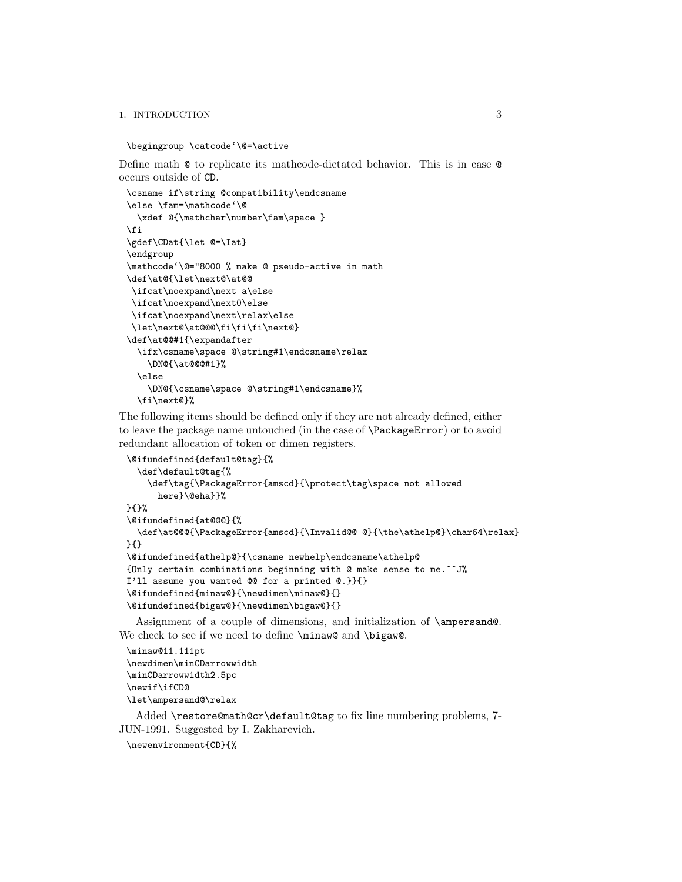```
\begingroup \catcode`\@=\active
```

Define math `@` to replicate its mathcode-dictated behavior. This is in case `@` occurs outside of `CD`.

```
\csname if\string @compatibility\endcsname
\else \fam=\mathcode`\@
  \xdef @{\mathchar\number\fam\space }
\fi
\gdef\CDat{\let @=\Iat}
\endgroup
\mathcode`\@="8000 % make @ pseudo-active in math
\def\at@{\let\next@\at@@
 \ifcat\noexpand\next a\else
 \ifcat\noexpand\next0\else
 \ifcat\noexpand\next\relax\else
 \let\next@\at@@@\fi\fi\fi\next@}
\def\at@@#1{\expandafter
  \ifx\csname\space @\string#1\endcsname\relax
    \DN@{\at@@@#1}%
  \else
    \DN@{\csname\space @\string#1\endcsname}%
  \fi\next@}%
```

The following items should be defined only if they are not already defined, either to leave the package name untouched (in the case of `\PackageError`) or to avoid redundant allocation of token or dimen registers.

```
\@ifundefined{default@tag}{%
  \def\default@tag{%
    \def\tag{\PackageError{amscd}{\protect\tag\space not allowed
      here}\@eha}}%
}{}%
\@ifundefined{at@@@}{%
  \def\at@@@{\PackageError{amscd}{\Invalid@@ @}{\the\athelp@}\char64\relax}
}{}
\@ifundefined{athelp@}{\csname newhelp\endcsname\athelp@
{Only certain combinations beginning with @ make sense to me.^^J%
I'll assume you wanted @@ for a printed @.}}{}
\@ifundefined{minaw@}{\newdimen\minaw@}{}
\@ifundefined{bigaw@}{\newdimen\bigaw@}{}
```

Assignment of a couple of dimensions, and initialization of `\ampersand@`. We check to see if we need to define `\minaw@` and `\bigaw@`.

```
\minaw@11.111pt
\newdimen\minCDarrowwidth
\minCDarrowwidth2.5pc
\newif\ifCD@
\let\ampersand@\relax
```

Added `\restore@math@cr\default@tag` to fix line numbering problems, 7-JUN-1991. Suggested by I. Zakharevich.

```
\newenvironment{CD}{%
```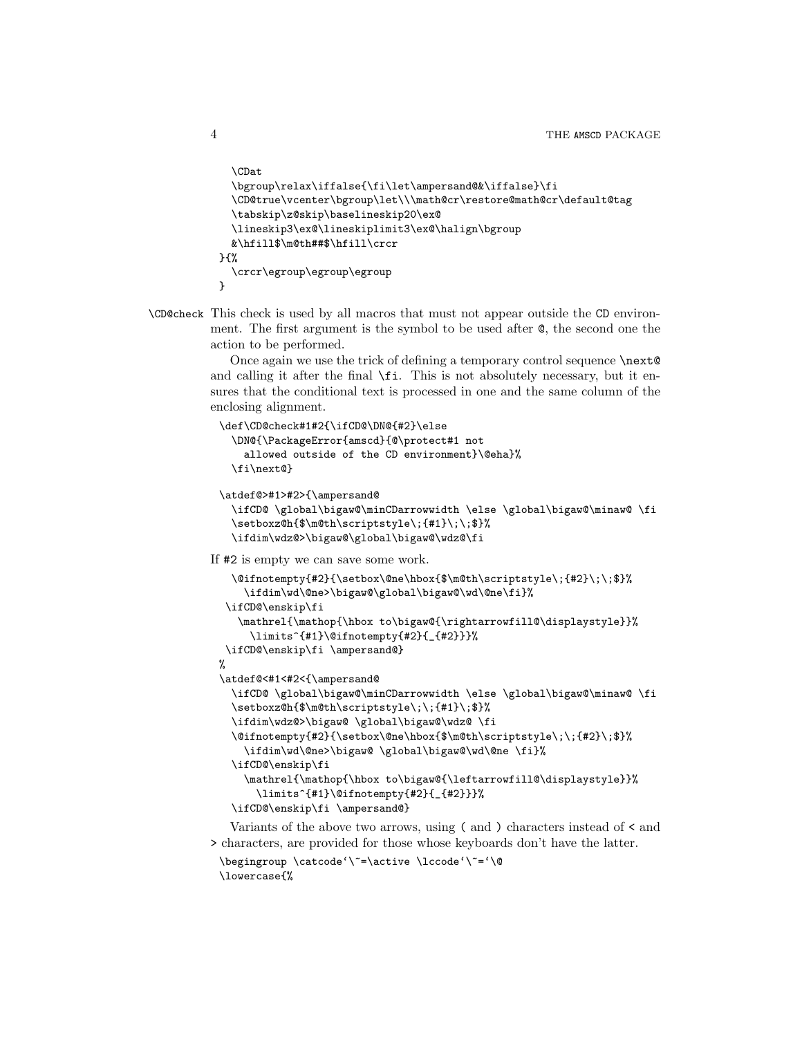```
  \CDat
  \bgroup\relax\iffalse{\fi\let\ampersand@&\iffalse}\fi
  \CD@true\vcenter\bgroup\let\\\math@cr\restore@math@cr\default@tag
  \tabskip\z@skip\baselineskip20\ex@
  \lineskip3\ex@\lineskiplimit3\ex@\halign\bgroup
  &\hfill$\m@th##$\hfill\crcr
}{%
  \crcr\egroup\egroup\egroup
}
```

**\CD@check** This check is used by all macros that must not appear outside the CD environment. The first argument is the symbol to be used after @, the second one the action to be performed.

Once again we use the trick of defining a temporary control sequence `\next@` and calling it after the final `\fi`. This is not absolutely necessary, but it ensures that the conditional text is processed in one and the same column of the enclosing alignment.

```
\def\CD@check#1#2{\ifCD@\DN@{#2}\else
  \DN@{\PackageError{amscd}{@\protect#1 not
    allowed outside of the CD environment}\@eha}%
  \fi\next@}
```

```
\atdef@>#1>#2>{\ampersand@
  \ifCD@ \global\bigaw@\minCDarrowwidth \else \global\bigaw@\minaw@ \fi
  \setboxz@h{$\m@th\scriptstyle\;{#1}\;\;$}%
  \ifdim\wdz@>\bigaw@\global\bigaw@\wdz@\fi
```

If #2 is empty we can save some work.

```
  \@ifnotempty{#2}{\setbox\@ne\hbox{$\m@th\scriptstyle\;{#2}\;\;$}%
    \ifdim\wd\@ne>\bigaw@\global\bigaw@\wd\@ne\fi}%
 \ifCD@\enskip\fi
   \mathrel{\mathop{\hbox to\bigaw@{\rightarrowfill@\displaystyle}}%
     \limits^{#1}\@ifnotempty{#2}{_{#2}}}%
 \ifCD@\enskip\fi \ampersand@}
%
\atdef@<#1<#2<{\ampersand@
  \ifCD@ \global\bigaw@\minCDarrowwidth \else \global\bigaw@\minaw@ \fi
  \setboxz@h{$\m@th\scriptstyle\;\;{#1}\;$}%
  \ifdim\wdz@>\bigaw@ \global\bigaw@\wdz@ \fi
  \@ifnotempty{#2}{\setbox\@ne\hbox{$\m@th\scriptstyle\;\;{#2}\;$}%
    \ifdim\wd\@ne>\bigaw@ \global\bigaw@\wd\@ne \fi}%
  \ifCD@\enskip\fi
    \mathrel{\mathop{\hbox to\bigaw@{\leftarrowfill@\displaystyle}}%
      \limits^{#1}\@ifnotempty{#2}{_{#2}}}%
  \ifCD@\enskip\fi \ampersand@}
```

Variants of the above two arrows, using ( and ) characters instead of < and > characters, are provided for those whose keyboards don't have the latter.

```
\begingroup \catcode`\~=\active \lccode`\~=`\@
\lowercase{%
```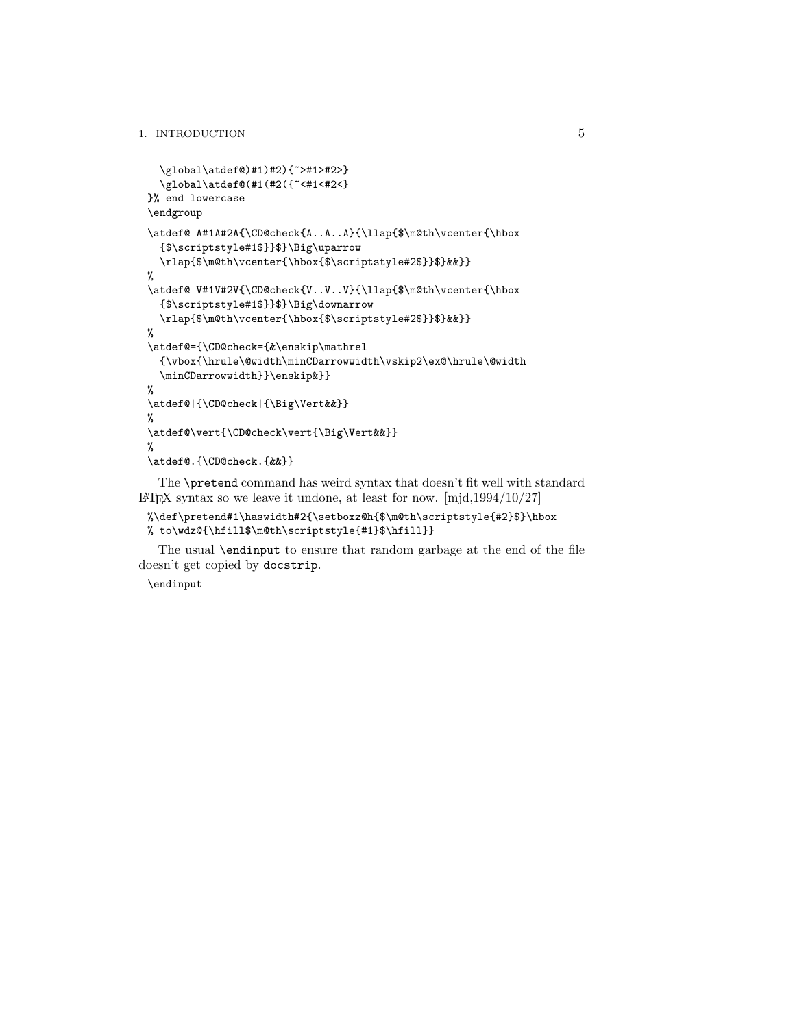```
  \global\atdef@)#1)#2){~>#1>#2>}
  \global\atdef@(#1(#2({~<#1<#2<}
}% end lowercase
\endgroup
\atdef@ A#1A#2A{\CD@check{A..A..A}{\llap{$\m@th\vcenter{\hbox
  {$\scriptstyle#1$}}$}\Big\uparrow
  \rlap{$\m@th\vcenter{\hbox{$\scriptstyle#2$}}$}&&}}
%
\atdef@ V#1V#2V{\CD@check{V..V..V}{\llap{$\m@th\vcenter{\hbox
  {$\scriptstyle#1$}}$}\Big\downarrow
  \rlap{$\m@th\vcenter{\hbox{$\scriptstyle#2$}}$}&&}}
%
\atdef@={\CD@check={&\enskip\mathrel
  {\vbox{\hrule\@width\minCDarrowwidth\vskip2\ex@\hrule\@width
  \minCDarrowwidth}}\enskip&}}
%
\atdef@|{\CD@check|{\Big\Vert&&}}
%
\atdef@\vert{\CD@check\vert{\Big\Vert&&}}
%
\atdef@.{\CD@check.{&&}}
```

The `\pretend` command has weird syntax that doesn't fit well with standard LaTeX syntax so we leave it undone, at least for now. [mjd,1994/10/27]

```
%\def\pretend#1\haswidth#2{\setboxz@h{$\m@th\scriptstyle{#2}$}\hbox
% to\wdz@{\hfill$\m@th\scriptstyle{#1}$\hfill}}
```

The usual `\endinput` to ensure that random garbage at the end of the file doesn't get copied by `docstrip`.

```
\endinput
```